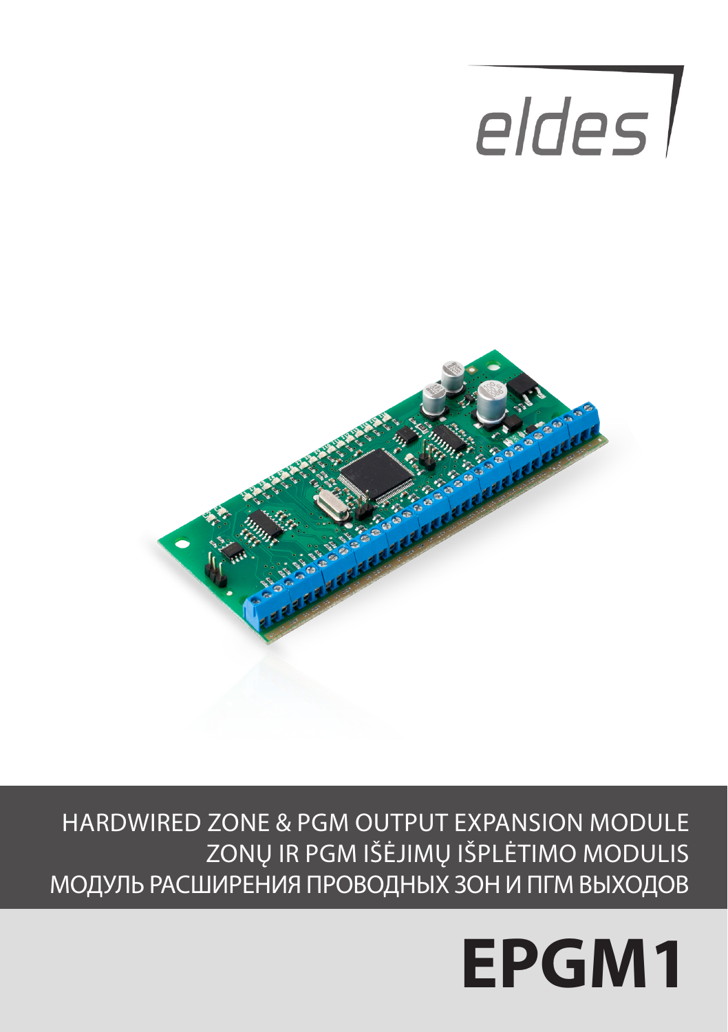eldes

HARDWIRED ZONE & PGM OUTPUT EXPANSION MODULE
ZONŲ IR PGM IŠĖJIMŲ IŠPLĖTIMO MODULIS
МОДУЛЬ РАСШИРЕНИЯ ПРОВОДНЫХ ЗОН И ПГМ ВЫХОДОВ

# EPGM1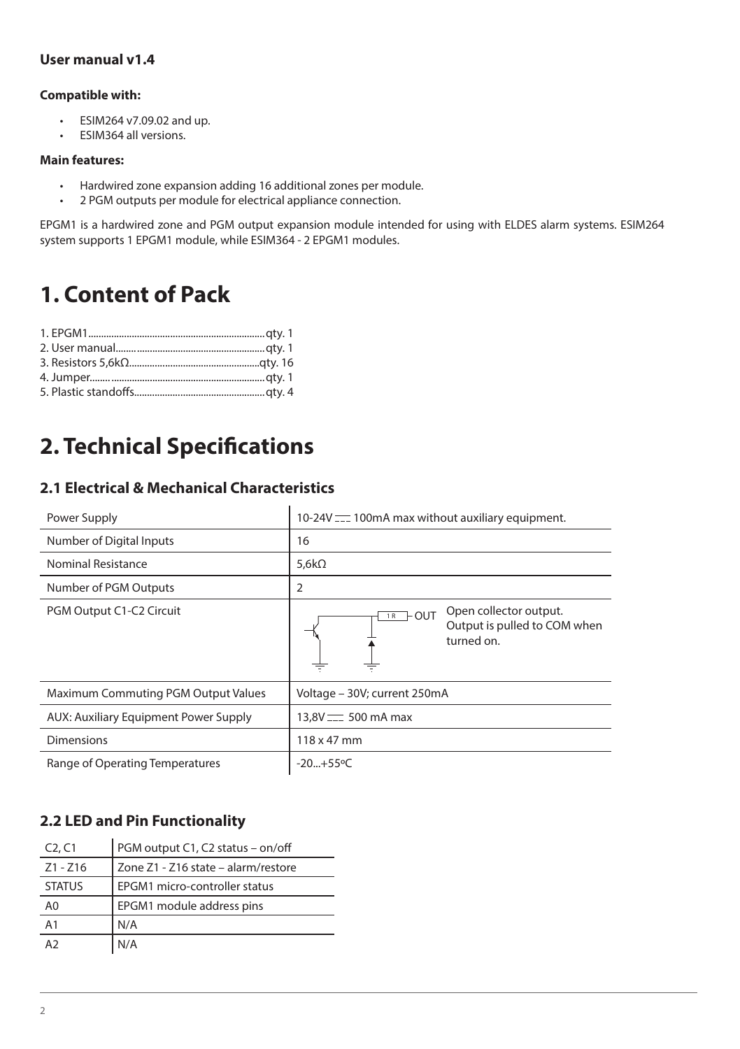**User manual v1.4**

**Compatible with:**

- ESIM264 v7.09.02 and up.
- ESIM364 all versions.

**Main features:**

- Hardwired zone expansion adding 16 additional zones per module.
- 2 PGM outputs per module for electrical appliance connection.

EPGM1 is a hardwired zone and PGM output expansion module intended for using with ELDES alarm systems. ESIM264 system supports 1 EPGM1 module, while ESIM364 - 2 EPGM1 modules.

# 1. Content of Pack

1. EPGM1....................................................................qty. 1
2. User manual..........................................................qty. 1
3. Resistors 5,6kΩ..................................................qty. 16
4. Jumper...................................................................qty. 1
5. Plastic standoffs..................................................qty. 4

# 2. Technical Specifications

## 2.1 Electrical & Mechanical Characteristics

| | |
|---|---|
| Power Supply | 10-24V ⎓ 100mA max without auxiliary equipment. |
| Number of Digital Inputs | 16 |
| Nominal Resistance | 5,6kΩ |
| Number of PGM Outputs | 2 |
| PGM Output C1-C2 Circuit | 1R – OUT. Open collector output. Output is pulled to COM when turned on. |
| Maximum Commuting PGM Output Values | Voltage – 30V; current 250mA |
| AUX: Auxiliary Equipment Power Supply | 13,8V ⎓ 500 mA max |
| Dimensions | 118 x 47 mm |
| Range of Operating Temperatures | -20...+55ºC |

## 2.2 LED and Pin Functionality

| | |
|---|---|
| C2, C1 | PGM output C1, C2 status – on/off |
| Z1 - Z16 | Zone Z1 - Z16 state – alarm/restore |
| STATUS | EPGM1 micro-controller status |
| A0 | EPGM1 module address pins |
| A1 | N/A |
| A2 | N/A |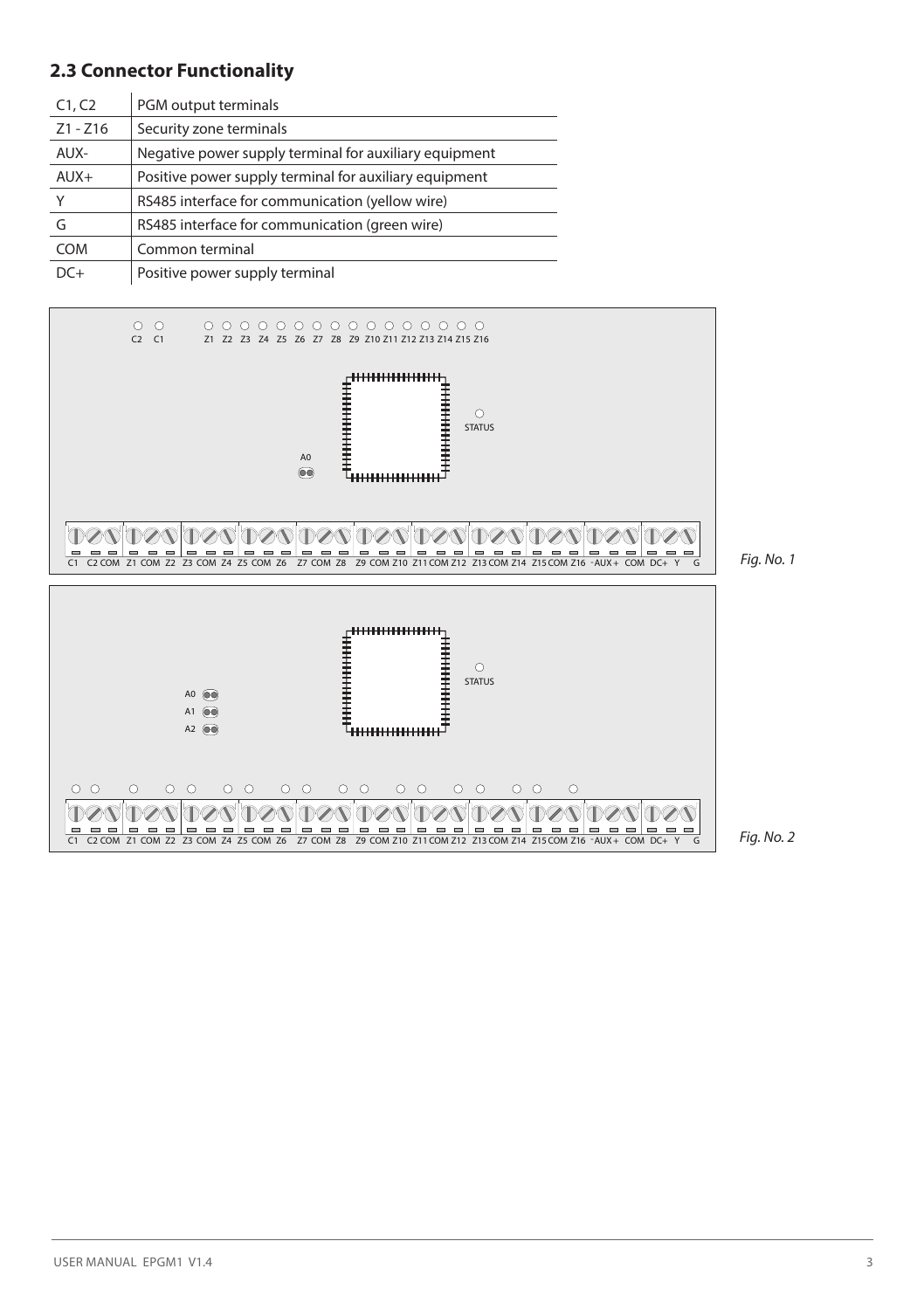## 2.3 Connector Functionality

| | |
|---|---|
| C1, C2 | PGM output terminals |
| Z1 - Z16 | Security zone terminals |
| AUX- | Negative power supply terminal for auxiliary equipment |
| AUX+ | Positive power supply terminal for auxiliary equipment |
| Y | RS485 interface for communication (yellow wire) |
| G | RS485 interface for communication (green wire) |
| COM | Common terminal |
| DC+ | Positive power supply terminal |

*Fig. No. 1*

*Fig. No. 2*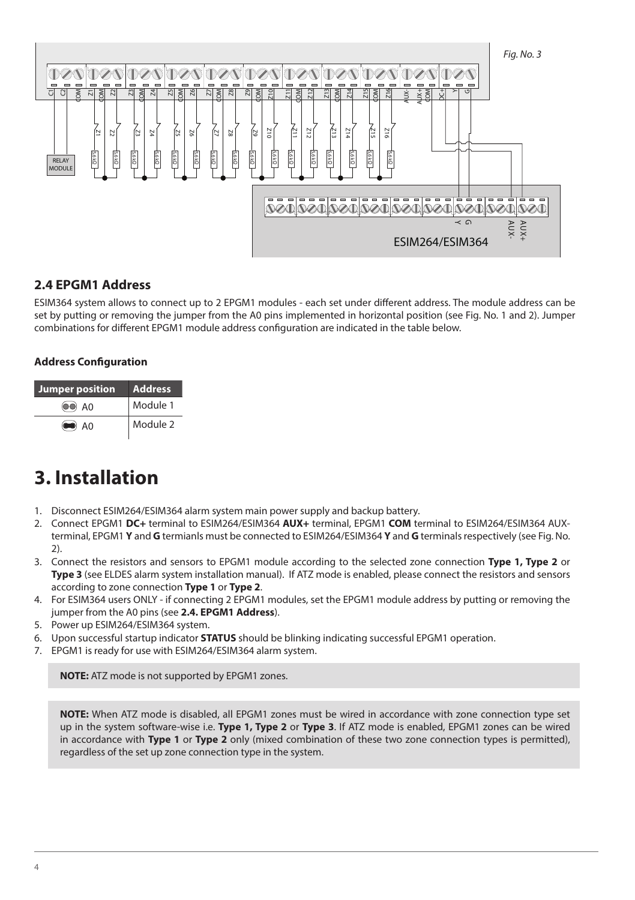Fig. No. 3

## 2.4 EPGM1 Address

ESIM364 system allows to connect up to 2 EPGM1 modules - each set under different address. The module address can be set by putting or removing the jumper from the A0 pins implemented in horizontal position (see Fig. No. 1 and 2). Jumper combinations for different EPGM1 module address configuration are indicated in the table below.

**Address Configuration**

| Jumper position | Address |
|---|---|
| ●● A0 | Module 1 |
| ▬ A0 | Module 2 |

# 3. Installation

1. Disconnect ESIM264/ESIM364 alarm system main power supply and backup battery.
2. Connect EPGM1 **DC+** terminal to ESIM264/ESIM364 **AUX+** terminal, EPGM1 **COM** terminal to ESIM264/ESIM364 AUX- terminal, EPGM1 **Y** and **G** termianls must be connected to ESIM264/ESIM364 **Y** and **G** terminals respectively (see Fig. No. 2).
3. Connect the resistors and sensors to EPGM1 module according to the selected zone connection **Type 1, Type 2** or **Type 3** (see ELDES alarm system installation manual). If ATZ mode is enabled, please connect the resistors and sensors according to zone connection **Type 1** or **Type 2**.
4. For ESIM364 users ONLY - if connecting 2 EPGM1 modules, set the EPGM1 module address by putting or removing the jumper from the A0 pins (see **2.4. EPGM1 Address**).
5. Power up ESIM264/ESIM364 system.
6. Upon successful startup indicator **STATUS** should be blinking indicating successful EPGM1 operation.
7. EPGM1 is ready for use with ESIM264/ESIM364 alarm system.

**NOTE:** ATZ mode is not supported by EPGM1 zones.

**NOTE:** When ATZ mode is disabled, all EPGM1 zones must be wired in accordance with zone connection type set up in the system software-wise i.e. **Type 1, Type 2** or **Type 3**. If ATZ mode is enabled, EPGM1 zones can be wired in accordance with **Type 1** or **Type 2** only (mixed combination of these two zone connection types is permitted), regardless of the set up zone connection type in the system.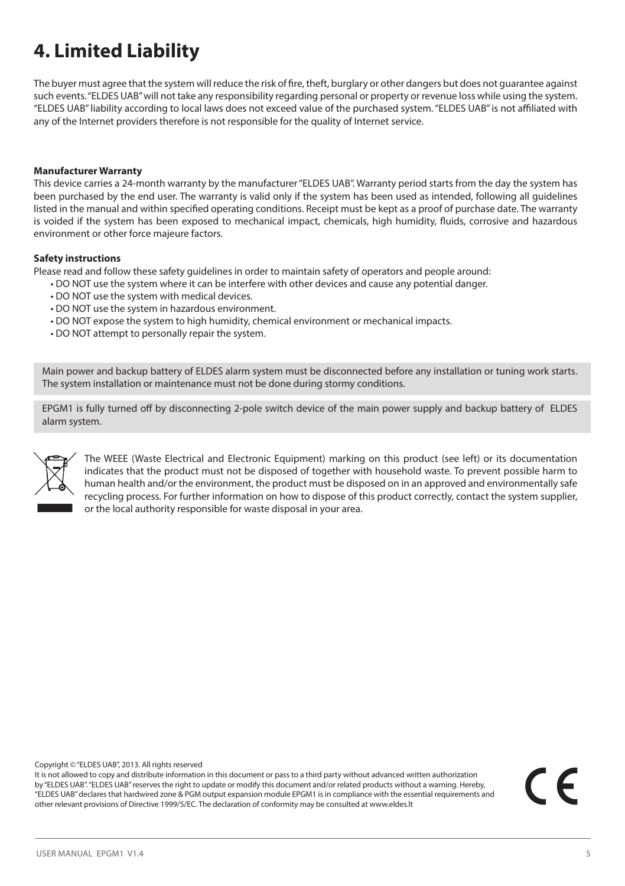# 4. Limited Liability

The buyer must agree that the system will reduce the risk of fire, theft, burglary or other dangers but does not guarantee against such events. "ELDES UAB" will not take any responsibility regarding personal or property or revenue loss while using the system. "ELDES UAB" liability according to local laws does not exceed value of the purchased system. "ELDES UAB" is not affiliated with any of the Internet providers therefore is not responsible for the quality of Internet service.

**Manufacturer Warranty**

This device carries a 24-month warranty by the manufacturer "ELDES UAB". Warranty period starts from the day the system has been purchased by the end user. The warranty is valid only if the system has been used as intended, following all guidelines listed in the manual and within specified operating conditions. Receipt must be kept as a proof of purchase date. The warranty is voided if the system has been exposed to mechanical impact, chemicals, high humidity, fluids, corrosive and hazardous environment or other force majeure factors.

**Safety instructions**

Please read and follow these safety guidelines in order to maintain safety of operators and people around:

- DO NOT use the system where it can be interfere with other devices and cause any potential danger.
- DO NOT use the system with medical devices.
- DO NOT use the system in hazardous environment.
- DO NOT expose the system to high humidity, chemical environment or mechanical impacts.
- DO NOT attempt to personally repair the system.

Main power and backup battery of ELDES alarm system must be disconnected before any installation or tuning work starts. The system installation or maintenance must not be done during stormy conditions.

EPGM1 is fully turned off by disconnecting 2-pole switch device of the main power supply and backup battery of ELDES alarm system.

The WEEE (Waste Electrical and Electronic Equipment) marking on this product (see left) or its documentation indicates that the product must not be disposed of together with household waste. To prevent possible harm to human health and/or the environment, the product must be disposed on in an approved and environmentally safe recycling process. For further information on how to dispose of this product correctly, contact the system supplier, or the local authority responsible for waste disposal in your area.

Copyright © "ELDES UAB", 2013. All rights reserved

It is not allowed to copy and distribute information in this document or pass to a third party without advanced written authorization by "ELDES UAB". "ELDES UAB" reserves the right to update or modify this document and/or related products without a warning. Hereby, "ELDES UAB" declares that hardwired zone & PGM output expansion module EPGM1 is in compliance with the essential requirements and other relevant provisions of Directive 1999/5/EC. The declaration of conformity may be consulted at www.eldes.lt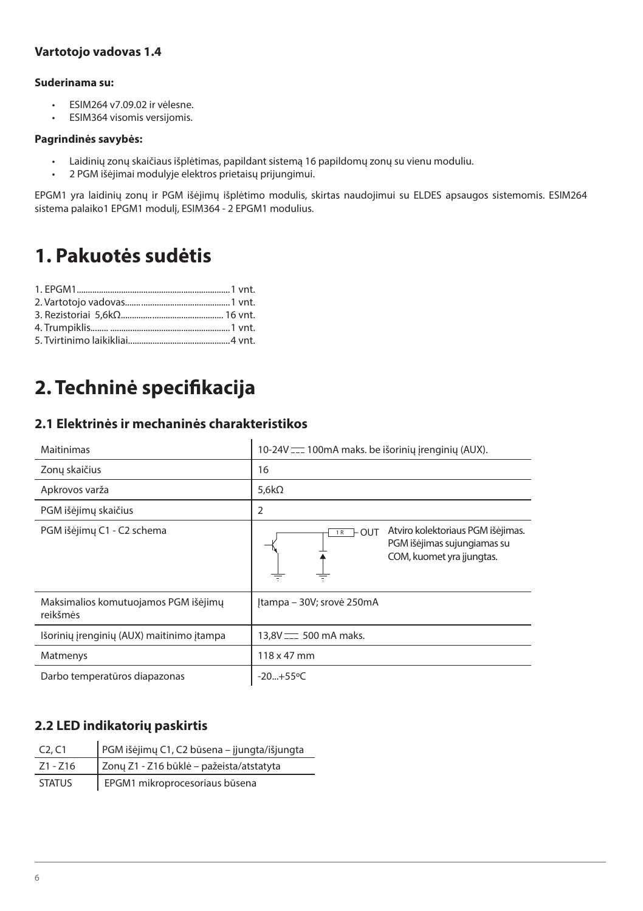**Vartotojo vadovas 1.4**

**Suderinama su:**

- ESIM264 v7.09.02 ir vėlesne.
- ESIM364 visomis versijomis.

**Pagrindinės savybės:**

- Laidinių zonų skaičiaus išplėtimas, papildant sistemą 16 papildomų zonų su vienu moduliu.
- 2 PGM išėjimai modulyje elektros prietaisų prijungimui.

EPGM1 yra laidinių zonų ir PGM išėjimų išplėtimo modulis, skirtas naudojimui su ELDES apsaugos sistemomis. ESIM264 sistema palaiko1 EPGM1 modulį, ESIM364 - 2 EPGM1 modulius.

# 1. Pakuotės sudėtis

1. EPGM1......................................................................1 vnt.
2. Vartotojo vadovas.................................................1 vnt.
3. Rezistoriai 5,6kΩ.............................................. 16 vnt.
4. Trumpiklis........ .....................................................1 vnt.
5. Tvirtinimo laikikliai.............................................4 vnt.

# 2. Techninė specifikacija

## 2.1 Elektrinės ir mechaninės charakteristikos

| | |
|---|---|
| Maitinimas | 10-24V ⎓ 100mA maks. be išorinių įrenginių (AUX). |
| Zonų skaičius | 16 |
| Apkrovos varža | 5,6kΩ |
| PGM išėjimų skaičius | 2 |
| PGM išėjimų C1 - C2 schema | 1R – OUT. Atviro kolektoriaus PGM išėjimas. PGM išėjimas sujungiamas su COM, kuomet yra įjungtas. |
| Maksimalios komutuojamos PGM išėjimų reikšmės | Įtampa – 30V; srovė 250mA |
| Išorinių įrenginių (AUX) maitinimo įtampa | 13,8V ⎓ 500 mA maks. |
| Matmenys | 118 x 47 mm |
| Darbo temperatūros diapazonas | -20...+55°C |

## 2.2 LED indikatorių paskirtis

| | |
|---|---|
| C2, C1 | PGM išėjimų C1, C2 būsena – įjungta/išjungta |
| Z1 - Z16 | Zonų Z1 - Z16 būklė – pažeista/atstatyta |
| STATUS | EPGM1 mikroprocesoriaus būsena |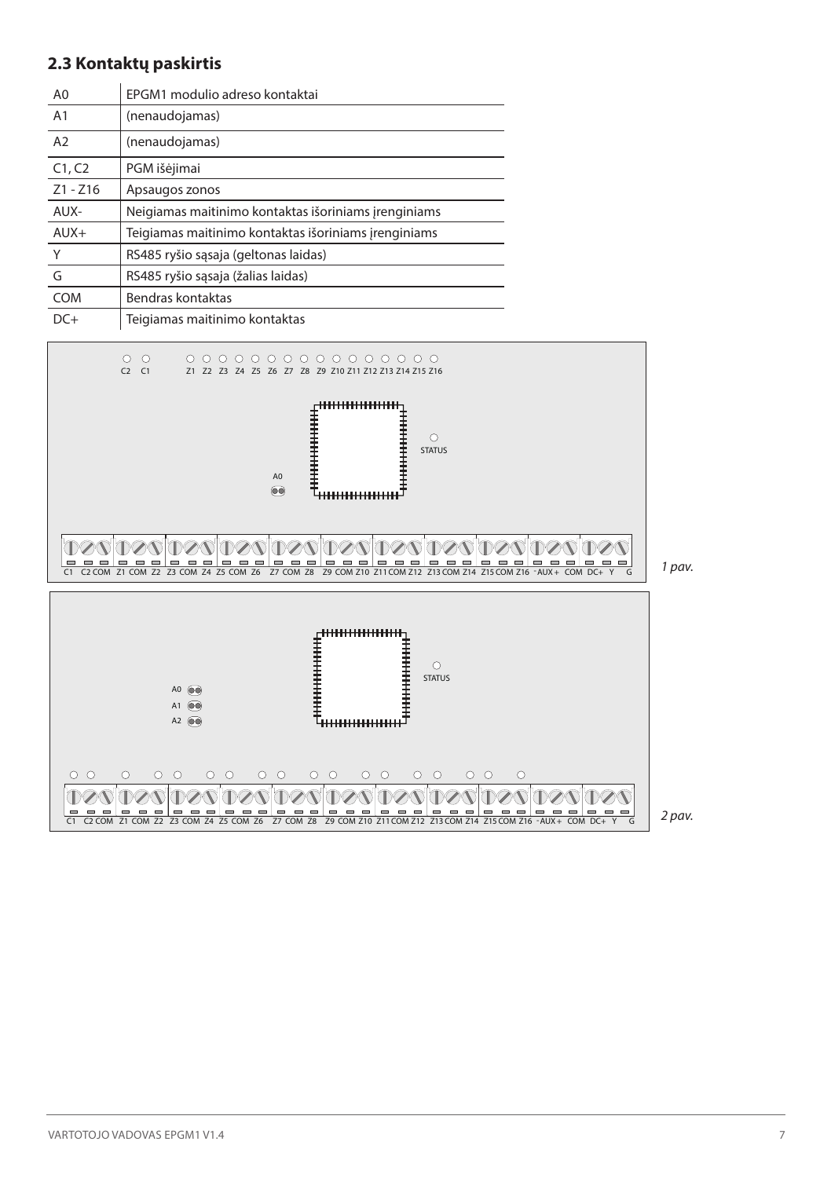## 2.3 Kontaktų paskirtis

| | |
|---|---|
| A0 | EPGM1 modulio adreso kontaktai |
| A1 | (nenaudojamas) |
| A2 | (nenaudojamas) |
| C1, C2 | PGM išėjimai |
| Z1 - Z16 | Apsaugos zonos |
| AUX- | Neigiamas maitinimo kontaktas išoriniams įrenginiams |
| AUX+ | Teigiamas maitinimo kontaktas išoriniams įrenginiams |
| Y | RS485 ryšio sąsaja (geltonas laidas) |
| G | RS485 ryšio sąsaja (žalias laidas) |
| COM | Bendras kontaktas |
| DC+ | Teigiamas maitinimo kontaktas |

C2 C1 Z1 Z2 Z3 Z4 Z5 Z6 Z7 Z8 Z9 Z10 Z11 Z12 Z13 Z14 Z15 Z16

STATUS

A0

C1 C2 COM Z1 COM Z2 Z3 COM Z4 Z5 COM Z6 Z7 COM Z8 Z9 COM Z10 Z11 COM Z12 Z13 COM Z14 Z15 COM Z16 - AUX + COM DC+ Y G

*1 pav.*

STATUS

A0
A1
A2

C1 C2 COM Z1 COM Z2 Z3 COM Z4 Z5 COM Z6 Z7 COM Z8 Z9 COM Z10 Z11 COM Z12 Z13 COM Z14 Z15 COM Z16 - AUX + COM DC+ Y G

*2 pav.*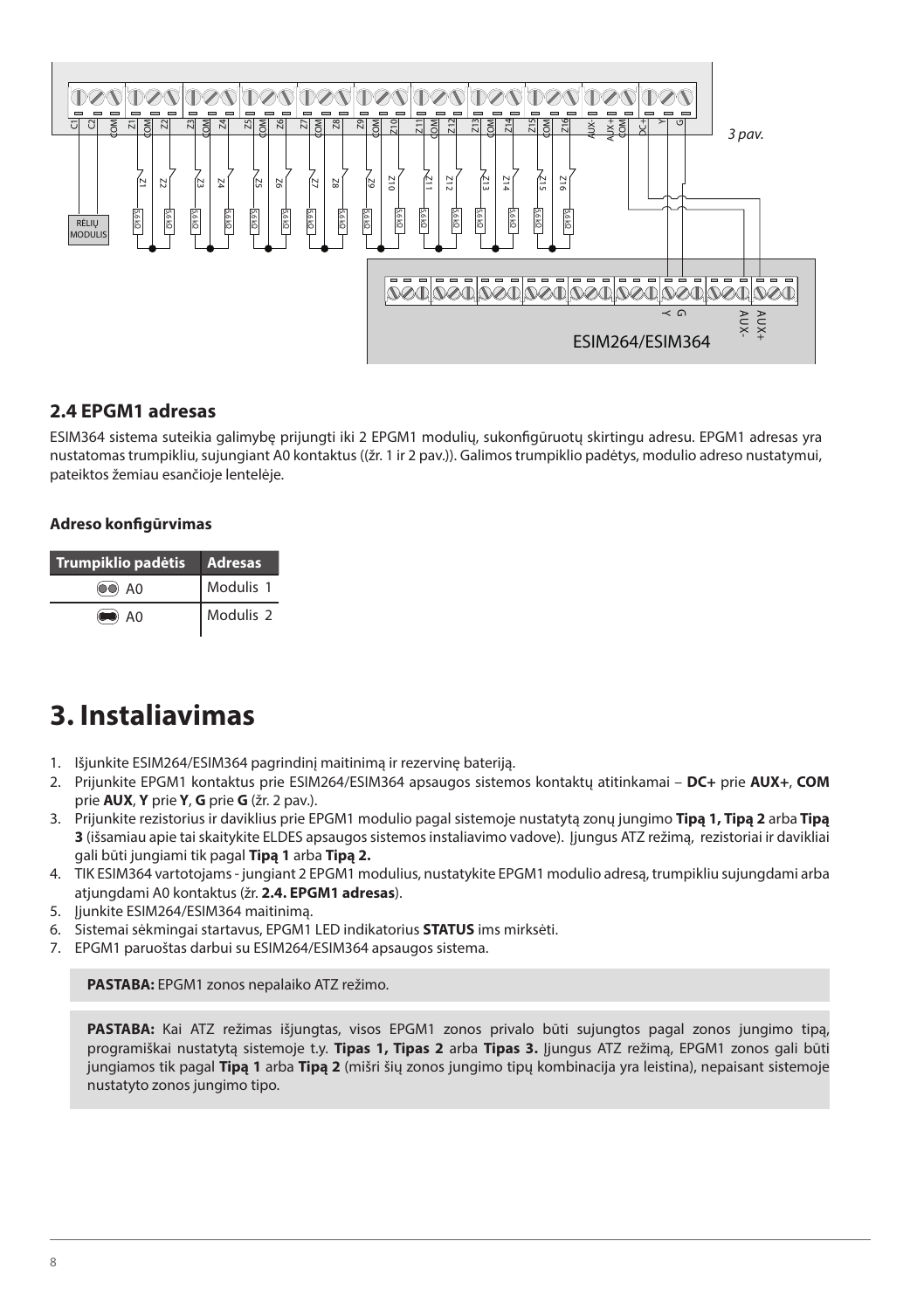3 pav.

## 2.4 EPGM1 adresas

ESIM364 sistema suteikia galimybę prijungti iki 2 EPGM1 modulių, sukonfigūruotų skirtingu adresu. EPGM1 adresas yra nustatomas trumpikliu, sujungiant A0 kontaktus ((žr. 1 ir 2 pav.)). Galimos trumpiklio padėtys, modulio adreso nustatymui, pateiktos žemiau esančioje lentelėje.

**Adreso konfigūrvimas**

| Trumpiklio padėtis | Adresas |
|---|---|
| A0 | Modulis 1 |
| A0 | Modulis 2 |

# 3. Instaliavimas

1. Išjunkite ESIM264/ESIM364 pagrindinį maitinimą ir rezervinę bateriją.
2. Prijunkite EPGM1 kontaktus prie ESIM264/ESIM364 apsaugos sistemos kontaktų atitinkamai – **DC+** prie **AUX+**, **COM** prie **AUX**, **Y** prie **Y**, **G** prie **G** (žr. 2 pav.).
3. Prijunkite rezistorius ir daviklius prie EPGM1 modulio pagal sistemoje nustatytą zonų jungimo **Tipą 1, Tipą 2** arba **Tipą 3** (išsamiau apie tai skaitykite ELDES apsaugos sistemos instaliavimo vadove). Įjungus ATZ režimą, rezistoriai ir davikliai gali būti jungiami tik pagal **Tipą 1** arba **Tipą 2.**
4. TIK ESIM364 vartotojams - jungiant 2 EPGM1 modulius, nustatykite EPGM1 modulio adresą, trumpikliu sujungdami arba atjungdami A0 kontaktus (žr. **2.4. EPGM1 adresas**).
5. Įjunkite ESIM264/ESIM364 maitinimą.
6. Sistemai sėkmingai startavus, EPGM1 LED indikatorius **STATUS** ims mirksėti.
7. EPGM1 paruoštas darbui su ESIM264/ESIM364 apsaugos sistema.

**PASTABA:** EPGM1 zonos nepalaiko ATZ režimo.

**PASTABA:** Kai ATZ režimas išjungtas, visos EPGM1 zonos privalo būti sujungtos pagal zonos jungimo tipą, programiškai nustatytą sistemoje t.y. **Tipas 1, Tipas 2** arba **Tipas 3.** Įjungus ATZ režimą, EPGM1 zonos gali būti jungiamos tik pagal **Tipą 1** arba **Tipą 2** (mišri šių zonos jungimo tipų kombinacija yra leistina), nepaisant sistemoje nustatyto zonos jungimo tipo.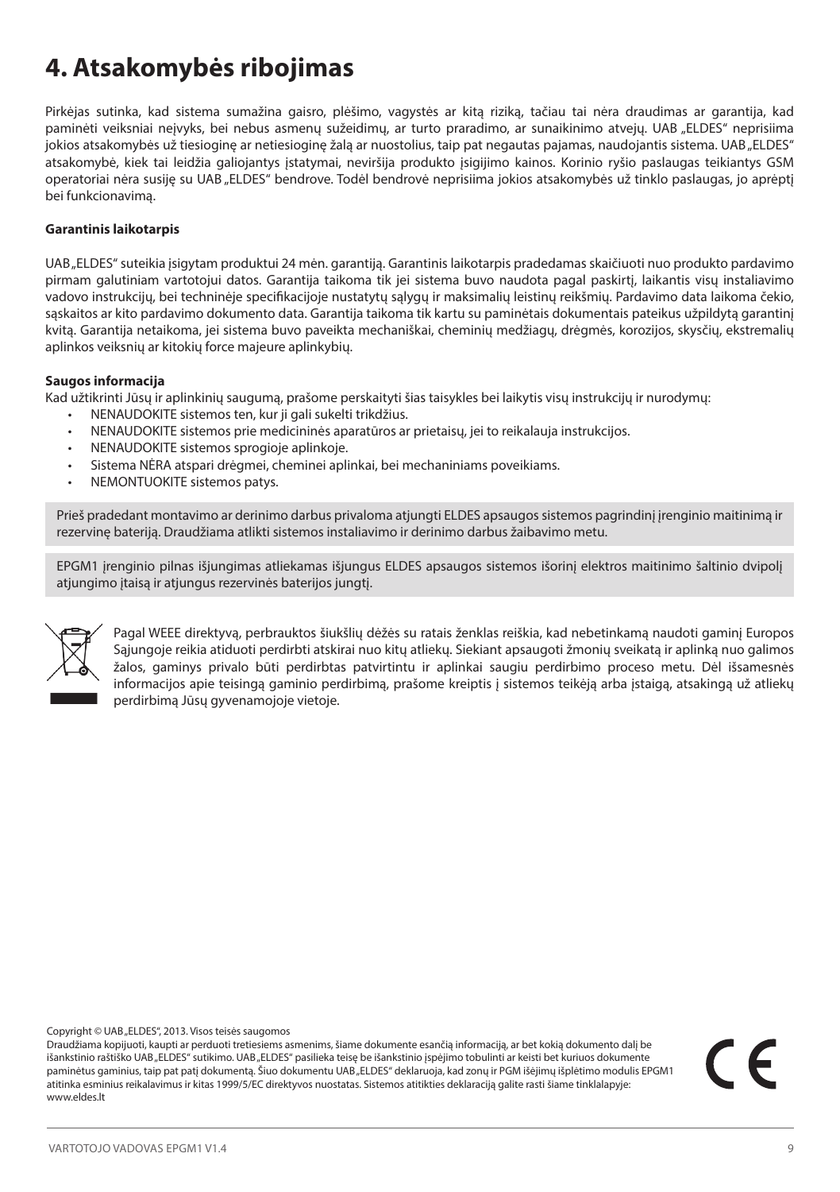# 4. Atsakomybės ribojimas

Pirkėjas sutinka, kad sistema sumažina gaisro, plėšimo, vagystės ar kitą riziką, tačiau tai nėra draudimas ar garantija, kad paminėti veiksniai neįvyks, bei nebus asmenų sužeidimų, ar turto praradimo, ar sunaikinimo atvejų. UAB „ELDES" neprisiima jokios atsakomybės už tiesioginę ar netiesioginę žalą ar nuostolius, taip pat negautas pajamas, naudojantis sistema. UAB „ELDES" atsakomybė, kiek tai leidžia galiojantys įstatymai, neviršija produkto įsigijimo kainos. Korinio ryšio paslaugas teikiantys GSM operatoriai nėra susiję su UAB „ELDES" bendrove. Todėl bendrovė neprisiima jokios atsakomybės už tinklo paslaugas, jo aprėptį bei funkcionavimą.

**Garantinis laikotarpis**

UAB „ELDES" suteikia įsigytam produktui 24 mėn. garantiją. Garantinis laikotarpis pradedamas skaičiuoti nuo produkto pardavimo pirmam galutiniam vartotojui datos. Garantija taikoma tik jei sistema buvo naudota pagal paskirtį, laikantis visų instaliavimo vadovo instrukcijų, bei techninėje specifikacijoje nustatytų sąlygų ir maksimalių leistinų reikšmių. Pardavimo data laikoma čekio, sąskaitos ar kito pardavimo dokumento data. Garantija taikoma tik kartu su paminėtais dokumentais pateikus užpildytą garantinį kvitą. Garantija netaikoma, jei sistema buvo paveikta mechaniškai, cheminių medžiagų, drėgmės, korozijos, skysčių, ekstremalių aplinkos veiksnių ar kitokių force majeure aplinkybių.

**Saugos informacija**

Kad užtikrinti Jūsų ir aplinkinių saugumą, prašome perskaityti šias taisykles bei laikytis visų instrukcijų ir nurodymų:

- NENAUDOKITE sistemos ten, kur ji gali sukelti trikdžius.
- NENAUDOKITE sistemos prie medicininės aparatūros ar prietaisų, jei to reikalauja instrukcijos.
- NENAUDOKITE sistemos sprogioje aplinkoje.
- Sistema NĖRA atspari drėgmei, cheminei aplinkai, bei mechaniniams poveikiams.
- NEMONTUOKITE sistemos patys.

Prieš pradedant montavimo ar derinimo darbus privaloma atjungti ELDES apsaugos sistemos pagrindinį įrenginio maitinimą ir rezervinę bateriją. Draudžiama atlikti sistemos instaliavimo ir derinimo darbus žaibavimo metu.

EPGM1 įrenginio pilnas išjungimas atliekamas išjungus ELDES apsaugos sistemos išorinį elektros maitinimo šaltinio dvipolį atjungimo įtaisą ir atjungus rezervinės baterijos jungtį.

Pagal WEEE direktyvą, perbrauktos šiukšlių dėžės su ratais ženklas reiškia, kad nebetinkamą naudoti gaminį Europos Sąjungoje reikia atiduoti perdirbti atskirai nuo kitų atliekų. Siekiant apsaugoti žmonių sveikatą ir aplinką nuo galimos žalos, gaminys privalo būti perdirbtas patvirtintu ir aplinkai saugiu perdirbimo proceso metu. Dėl išsamesnės informacijos apie teisingą gaminio perdirbimą, prašome kreiptis į sistemos teikėją arba įstaigą, atsakingą už atliekų perdirbimą Jūsų gyvenamojoje vietoje.

Copyright © UAB „ELDES", 2013. Visos teisės saugomos

Draudžiama kopijuoti, kaupti ar perduoti tretiesiems asmenims, šiame dokumente esančią informaciją, ar bet kokią dokumento dalį be išankstinio raštiško UAB „ELDES" sutikimo. UAB „ELDES" pasilieka teisę be išankstinio įspėjimo tobulinti ar keisti bet kuriuos dokumente paminėtus gaminius, taip pat patį dokumentą. Šiuo dokumentu UAB „ELDES" deklaruoja, kad zonų ir PGM išėjimų išplėtimo modulis EPGM1 atitinka esminius reikalavimus ir kitas 1999/5/EC direktyvos nuostatas. Sistemos atitikties deklaraciją galite rasti šiame tinklalapyje: www.eldes.lt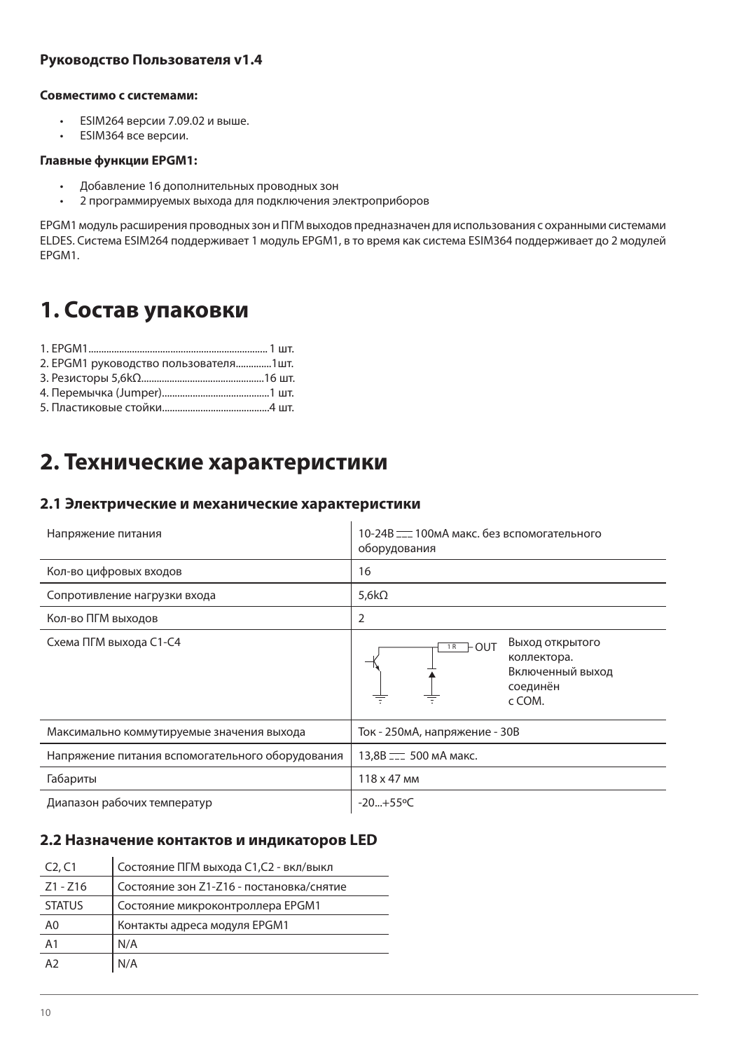**Руководство Пользователя v1.4**

**Совместимо с системами:**

- ESIM264 версии 7.09.02 и выше.
- ESIM364 все версии.

**Главные функции EPGM1:**

- Добавление 16 дополнительных проводных зон
- 2 программируемых выхода для подключения электроприборов

EPGM1 модуль расширения проводных зон и ПГМ выходов предназначен для использования с охранными системами ELDES. Система ESIM264 поддерживает 1 модуль EPGM1, в то время как система ESIM364 поддерживает до 2 модулей EPGM1.

# 1. Состав упаковки

1. EPGM1..................................................................... 1 шт.
2. EPGM1 руководство пользователя.............1шт.
3. Резисторы 5,6kΩ................................................16 шт.
4. Перемычка (Jumper)..........................................1 шт.
5. Пластиковые стойки..........................................4 шт.

# 2. Технические характеристики

## 2.1 Электрические и механические характеристики

| | |
|---|---|
| Напряжение питания | 10-24В ⎓ 100мА макс. без вспомогательного оборудования |
| Кол-во цифровых входов | 16 |
| Сопротивление нагрузки входа | 5,6kΩ |
| Кол-во ПГМ выходов | 2 |
| Схема ПГМ выхода C1-C4 | 1R OUT — Выход открытого коллектора. Включенный выход соединён с COM. |
| Максимально коммутируемые значения выхода | Ток - 250мА, напряжение - 30В |
| Напряжение питания вспомогательного оборудования | 13,8В ⎓ 500 мА макс. |
| Габариты | 118 x 47 мм |
| Диапазон рабочих температур | -20...+55ºC |

## 2.2 Назначение контактов и индикаторов LED

| | |
|---|---|
| C2, C1 | Состояние ПГМ выхода C1,C2 - вкл/выкл |
| Z1 - Z16 | Состояние зон Z1-Z16 - постановка/снятие |
| STATUS | Состояние микроконтроллера EPGM1 |
| A0 | Контакты адреса модуля EPGM1 |
| A1 | N/A |
| A2 | N/A |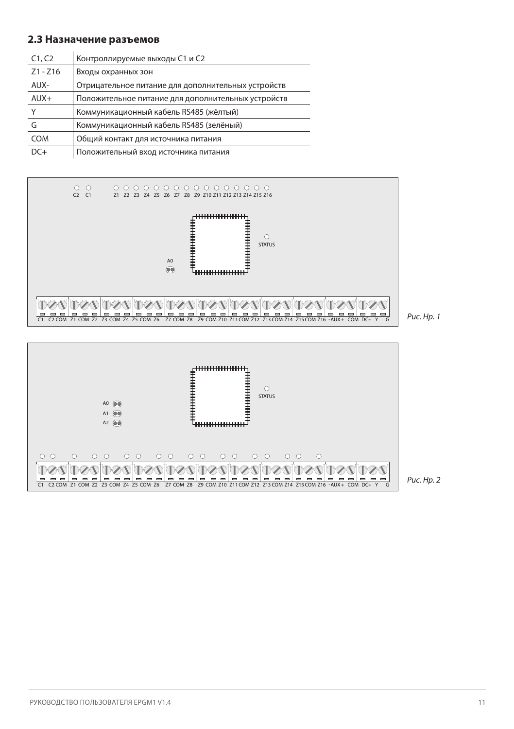## 2.3 Назначение разъемов

| | |
|---|---|
| C1, C2 | Контроллируемые выходы C1 и C2 |
| Z1 - Z16 | Входы охранных зон |
| AUX- | Отрицательное питание для дополнительных устройств |
| AUX+ | Положительное питание для дополнительных устройств |
| Y | Коммуникационный кабель RS485 (жёлтый) |
| G | Коммуникационный кабель RS485 (зелёный) |
| COM | Общий контакт для источника питания |
| DC+ | Положительный вход источника питания |

C2 C1 Z1 Z2 Z3 Z4 Z5 Z6 Z7 Z8 Z9 Z10 Z11 Z12 Z13 Z14 Z15 Z16

STATUS

A0

C1 C2 COM Z1 COM Z2 Z3 COM Z4 Z5 COM Z6 Z7 COM Z8 Z9 COM Z10 Z11 COM Z12 Z13 COM Z14 Z15 COM Z16 - AUX + COM DC+ Y G

*Рис. Нр. 1*

STATUS

A0
A1
A2

C1 C2 COM Z1 COM Z2 Z3 COM Z4 Z5 COM Z6 Z7 COM Z8 Z9 COM Z10 Z11 COM Z12 Z13 COM Z14 Z15 COM Z16 - AUX + COM DC+ Y G

*Рис. Нр. 2*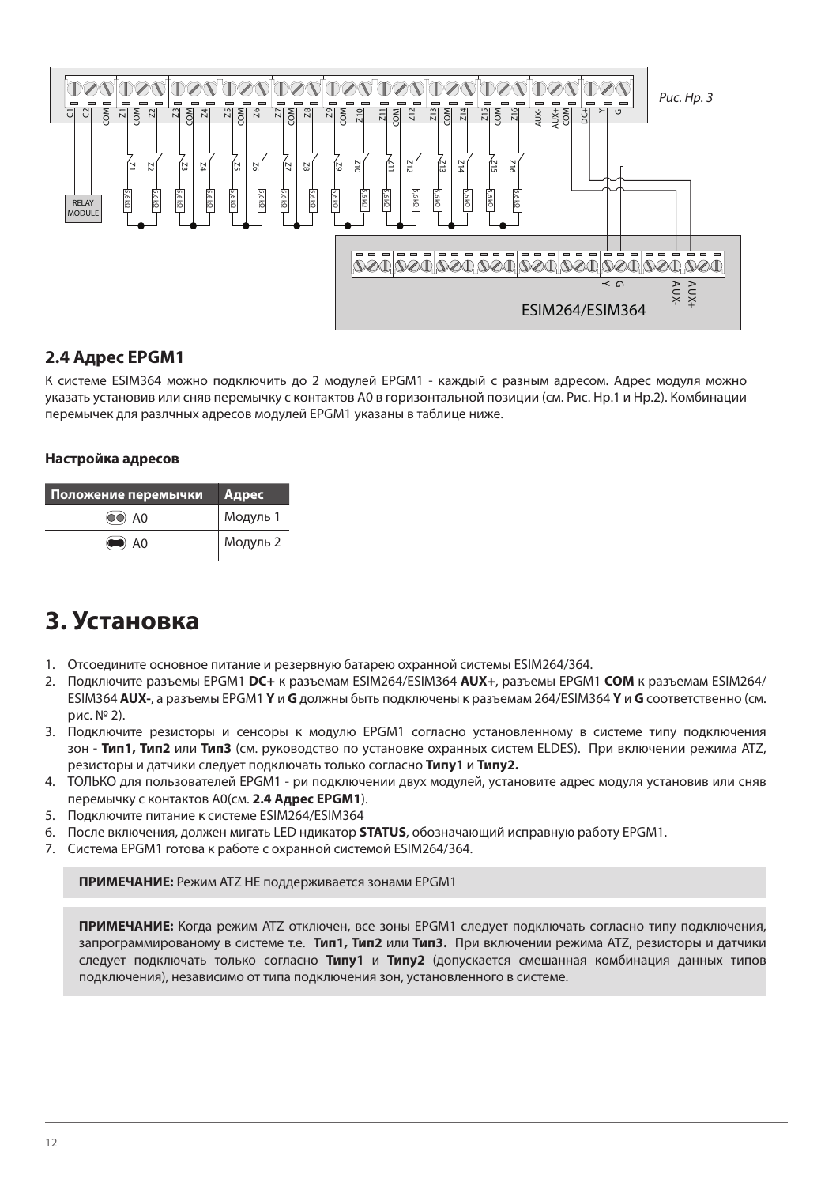Рис. Нр. 3

## 2.4 Адрес EPGM1

К системе ESIM364 можно подключить до 2 модулей EPGM1 - каждый с разным адресом. Адрес модуля можно указать установив или сняв перемычку с контактов A0 в горизонтальной позиции (см. Рис. Нр.1 и Нр.2). Комбинации перемычек для разлчных адресов модулей EPGM1 указаны в таблице ниже.

**Настройка адресов**

| Положение перемычки | Адрес |
|---|---|
| A0 | Модуль 1 |
| A0 | Модуль 2 |

# 3. Установка

1. Отсоедините основное питание и резервную батарею охранной системы ESIM264/364.
2. Подключите разъемы EPGM1 **DC+** к разъемам ESIM264/ESIM364 **AUX+**, разъемы EPGM1 **COM** к разъемам ESIM264/ ESIM364 **AUX-**, а разъемы EPGM1 **Y** и **G** должны быть подключены к разъемам 264/ESIM364 **Y** и **G** соответственно (см. рис. № 2).
3. Подключите резисторы и сенсоры к модулю EPGM1 согласно установленному в системе типу подключения зон - **Тип1, Тип2** или **Тип3** (см. руководство по установке охранных систем ELDES). При включении режима ATZ, резисторы и датчики следует подключать только согласно **Типу1** и **Типу2.**
4. ТОЛЬКО для пользователей EPGM1 - ри подключении двух модулей, установите адрес модуля установив или сняв перемычку с контактов A0(см. **2.4 Адрес EPGM1**).
5. Подключите питание к системе ESIM264/ESIM364
6. После включения, должен мигать LED ндикатор **STATUS**, обозначающий исправную работу EPGM1.
7. Система EPGM1 готова к работе с охранной системой ESIM264/364.

**ПРИМЕЧАНИЕ:** Режим ATZ НЕ поддерживается зонами EPGM1

**ПРИМЕЧАНИЕ:** Когда режим ATZ отключен, все зоны EPGM1 следует подключать согласно типу подключения, запрограммированому в системе т.е. **Тип1, Тип2** или **Тип3.** При включении режима ATZ, резисторы и датчики следует подключать только согласно **Типу1** и **Типу2** (допускается смешанная комбинация данных типов подключения), независимо от типа подключения зон, установленного в системе.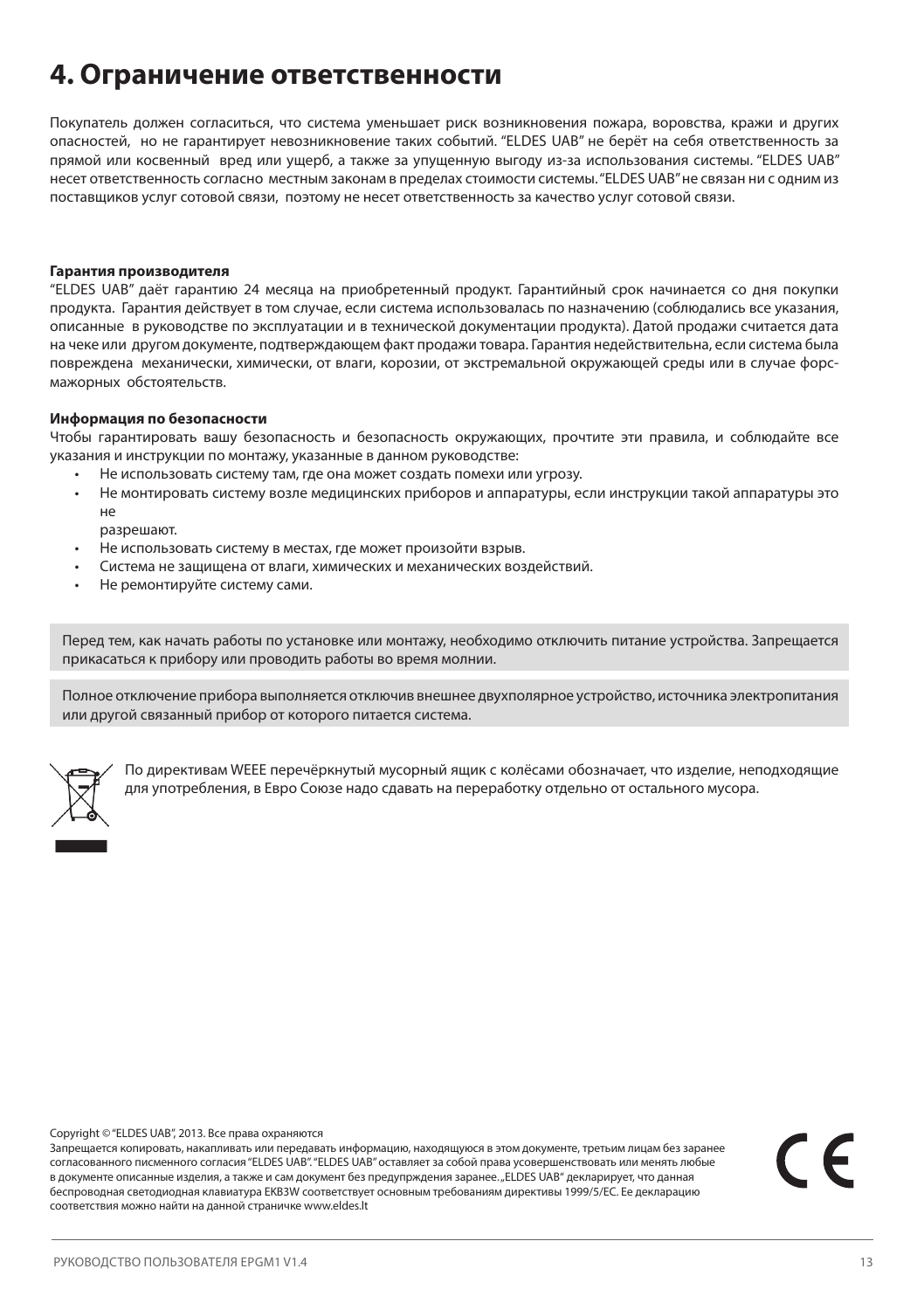# 4. Ограничение ответственности

Покупатель должен согласиться, что система уменьшает риск возникновения пожара, воровства, кражи и других опасностей, но не гарантирует невозникновение таких событий. "ELDES UAB" не берёт на себя ответственность за прямой или косвенный вред или ущерб, а также за упущенную выгоду из-за использования системы. "ELDES UAB" несет ответственность согласно местным законам в пределах стоимости системы. "ELDES UAB" не связан ни с одним из поставщиков услуг сотовой связи, поэтому не несет ответственность за качество услуг сотовой связи.

**Гарантия производителя**

"ELDES UAB" даёт гарантию 24 месяца на приобретенный продукт. Гарантийный срок начинается со дня покупки продукта. Гарантия действует в том случае, если система использовалась по назначению (соблюдались все указания, описанные в руководстве по эксплуатации и в технической документации продукта). Датой продажи считается дата на чеке или другом документе, подтверждающем факт продажи товара. Гарантия недействительна, если система была повреждена механически, химически, от влаги, корозии, от экстремальной окружающей среды или в случае форс-мажорных обстоятельств.

**Информация по безопасности**

Чтобы гарантировать вашу безопасность и безопасность окружающих, прочтите эти правила, и соблюдайте все указания и инструкции по монтажу, указанные в данном руководстве:

- Не использовать систему там, где она может создать помехи или угрозу.
- Не монтировать систему возле медицинских приборов и аппаратуры, если инструкции такой аппаратуры это не разрешают.
- Не использовать систему в местах, где может произойти взрыв.
- Система не защищена от влаги, химических и механических воздействий.
- Не ремонтируйте систему сами.

Перед тем, как начать работы по установке или монтажу, необходимо отключить питание устройства. Запрещается прикасаться к прибору или проводить работы во время молнии.

Полное отключение прибора выполняется отключив внешнее двухполярное устройство, источника электропитания или другой связанный прибор от которого питается система.

По директивам WEEE перечёркнутый мусорный ящик с колёсами обозначает, что изделие, неподходящие для употребления, в Евро Союзе надо сдавать на переработку отдельно от остального мусора.

Copyright © "ELDES UAB", 2013. Все права охраняются
Запрещается копировать, накапливать или передавать информацию, находящуюся в этом документе, третьим лицам без заранее согласованного писменного согласия "ELDES UAB". "ELDES UAB" оставляет за собой права усовершенствовать или менять любые в документе описанные изделия, а также и сам документ без предупрждения заранее. „ELDES UAB" декларирует, что данная беспроводная светодиодная клавиатура EKB3W соответствует основным требованиям директивы 1999/5/EC. Ее декларацию соответствия можно найти на данной страничке www.eldes.lt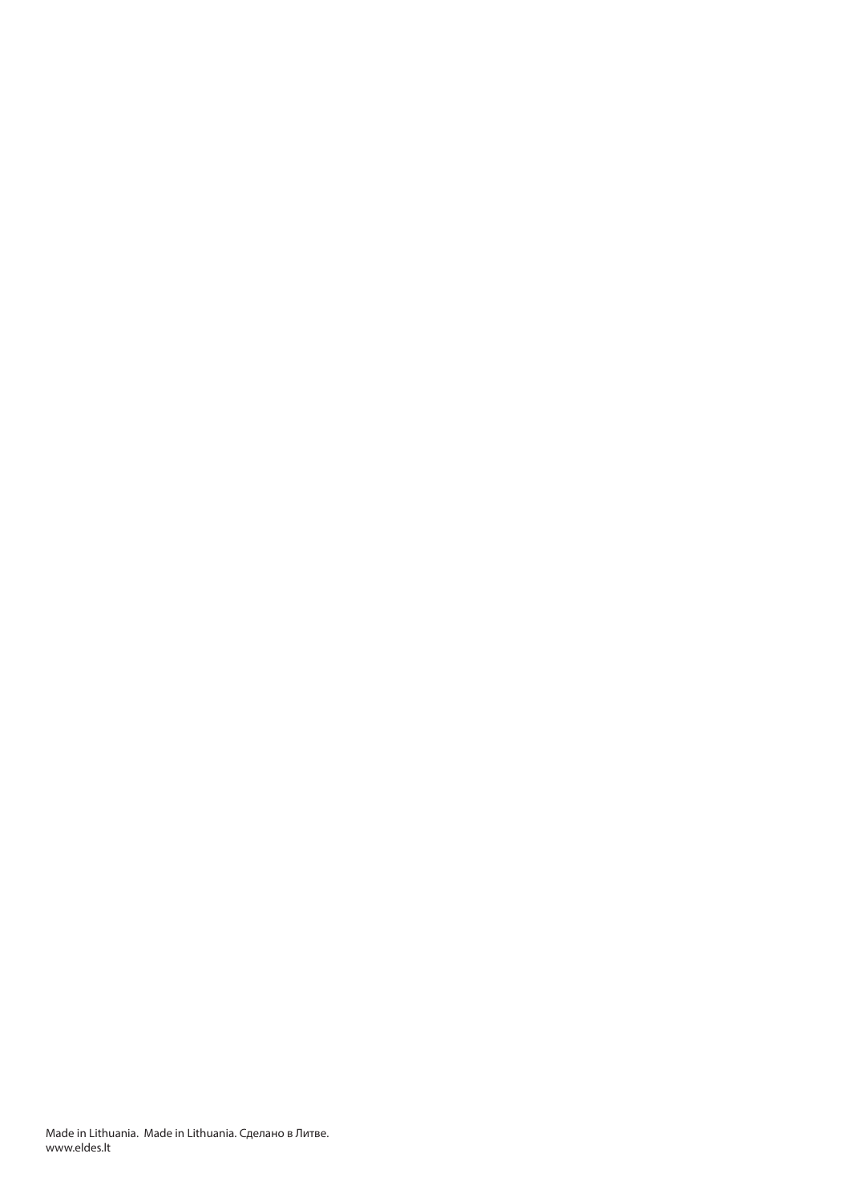Made in Lithuania.  Made in Lithuania. Сделано в Литве.
www.eldes.lt